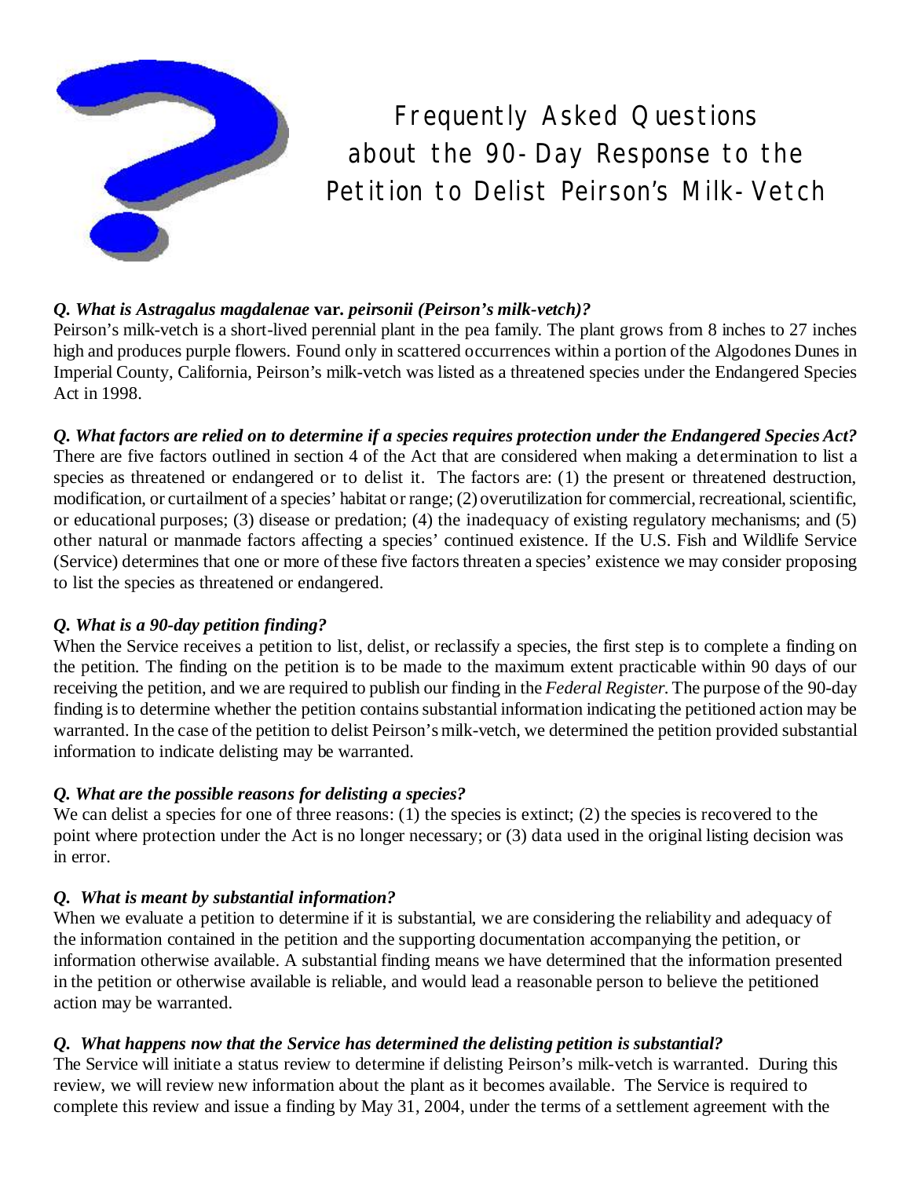# Frequently Asked Questions about the 90-Day Response to the Petition to Delist Peirson's Milk-Vetch

***Q. What is Astragalus magdalenae* var. *peirsonii (Peirson's milk-vetch)?***

Peirson's milk-vetch is a short-lived perennial plant in the pea family. The plant grows from 8 inches to 27 inches high and produces purple flowers. Found only in scattered occurrences within a portion of the Algodones Dunes in Imperial County, California, Peirson's milk-vetch was listed as a threatened species under the Endangered Species Act in 1998.

***Q. What factors are relied on to determine if a species requires protection under the Endangered Species Act?***

There are five factors outlined in section 4 of the Act that are considered when making a determination to list a species as threatened or endangered or to delist it. The factors are: (1) the present or threatened destruction, modification, or curtailment of a species' habitat or range; (2) overutilization for commercial, recreational, scientific, or educational purposes; (3) disease or predation; (4) the inadequacy of existing regulatory mechanisms; and (5) other natural or manmade factors affecting a species' continued existence. If the U.S. Fish and Wildlife Service (Service) determines that one or more of these five factors threaten a species' existence we may consider proposing to list the species as threatened or endangered.

***Q. What is a 90-day petition finding?***

When the Service receives a petition to list, delist, or reclassify a species, the first step is to complete a finding on the petition. The finding on the petition is to be made to the maximum extent practicable within 90 days of our receiving the petition, and we are required to publish our finding in the *Federal Register*. The purpose of the 90-day finding is to determine whether the petition contains substantial information indicating the petitioned action may be warranted. In the case of the petition to delist Peirson's milk-vetch, we determined the petition provided substantial information to indicate delisting may be warranted.

***Q. What are the possible reasons for delisting a species?***

We can delist a species for one of three reasons: (1) the species is extinct; (2) the species is recovered to the point where protection under the Act is no longer necessary; or (3) data used in the original listing decision was in error.

***Q. What is meant by substantial information?***

When we evaluate a petition to determine if it is substantial, we are considering the reliability and adequacy of the information contained in the petition and the supporting documentation accompanying the petition, or information otherwise available. A substantial finding means we have determined that the information presented in the petition or otherwise available is reliable, and would lead a reasonable person to believe the petitioned action may be warranted.

***Q. What happens now that the Service has determined the delisting petition is substantial?***

The Service will initiate a status review to determine if delisting Peirson's milk-vetch is warranted. During this review, we will review new information about the plant as it becomes available. The Service is required to complete this review and issue a finding by May 31, 2004, under the terms of a settlement agreement with the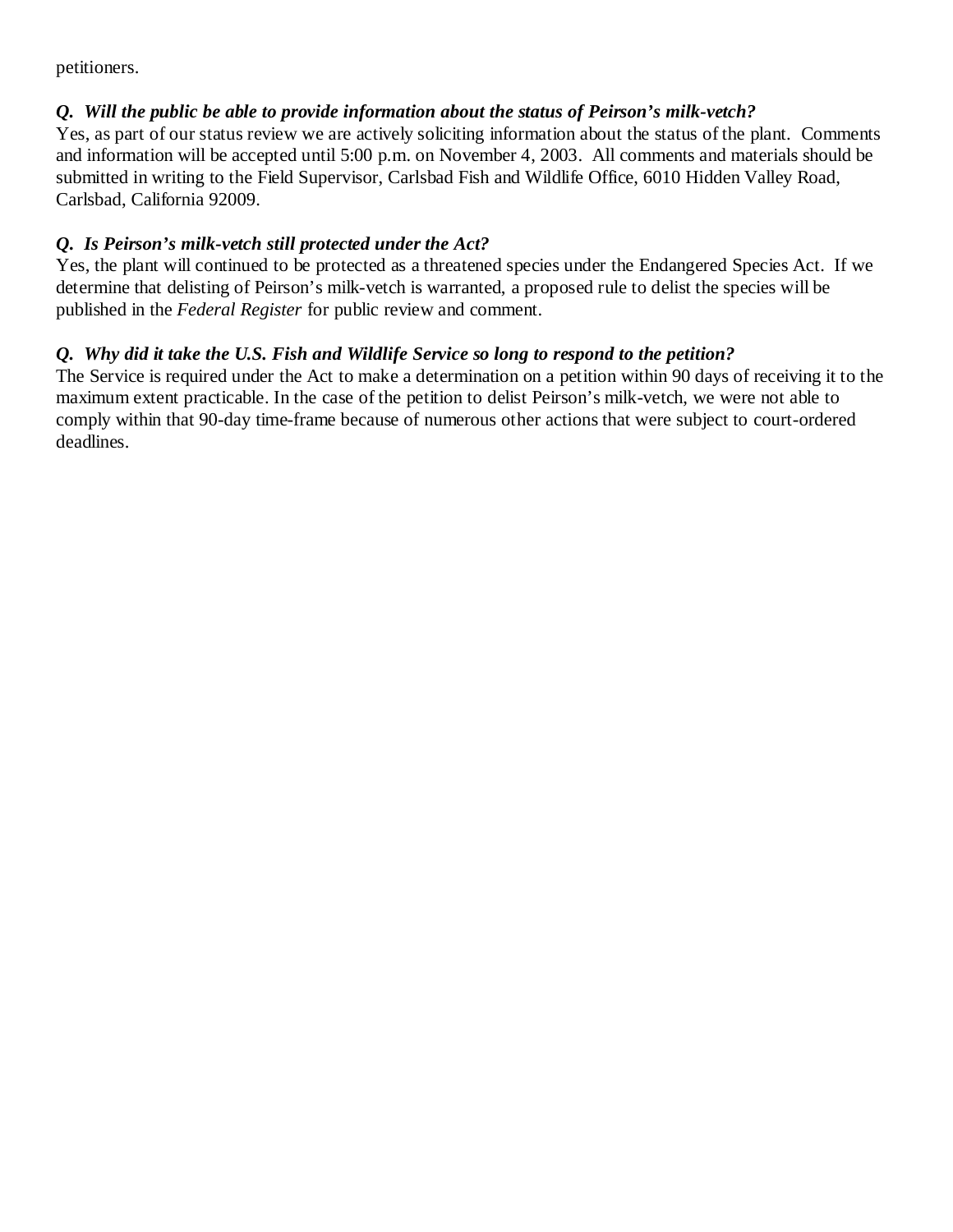petitioners.

***Q. Will the public be able to provide information about the status of Peirson's milk-vetch?***
Yes, as part of our status review we are actively soliciting information about the status of the plant. Comments and information will be accepted until 5:00 p.m. on November 4, 2003. All comments and materials should be submitted in writing to the Field Supervisor, Carlsbad Fish and Wildlife Office, 6010 Hidden Valley Road, Carlsbad, California 92009.

***Q. Is Peirson's milk-vetch still protected under the Act?***
Yes, the plant will continued to be protected as a threatened species under the Endangered Species Act. If we determine that delisting of Peirson's milk-vetch is warranted, a proposed rule to delist the species will be published in the *Federal Register* for public review and comment.

***Q. Why did it take the U.S. Fish and Wildlife Service so long to respond to the petition?***
The Service is required under the Act to make a determination on a petition within 90 days of receiving it to the maximum extent practicable. In the case of the petition to delist Peirson's milk-vetch, we were not able to comply within that 90-day time-frame because of numerous other actions that were subject to court-ordered deadlines.